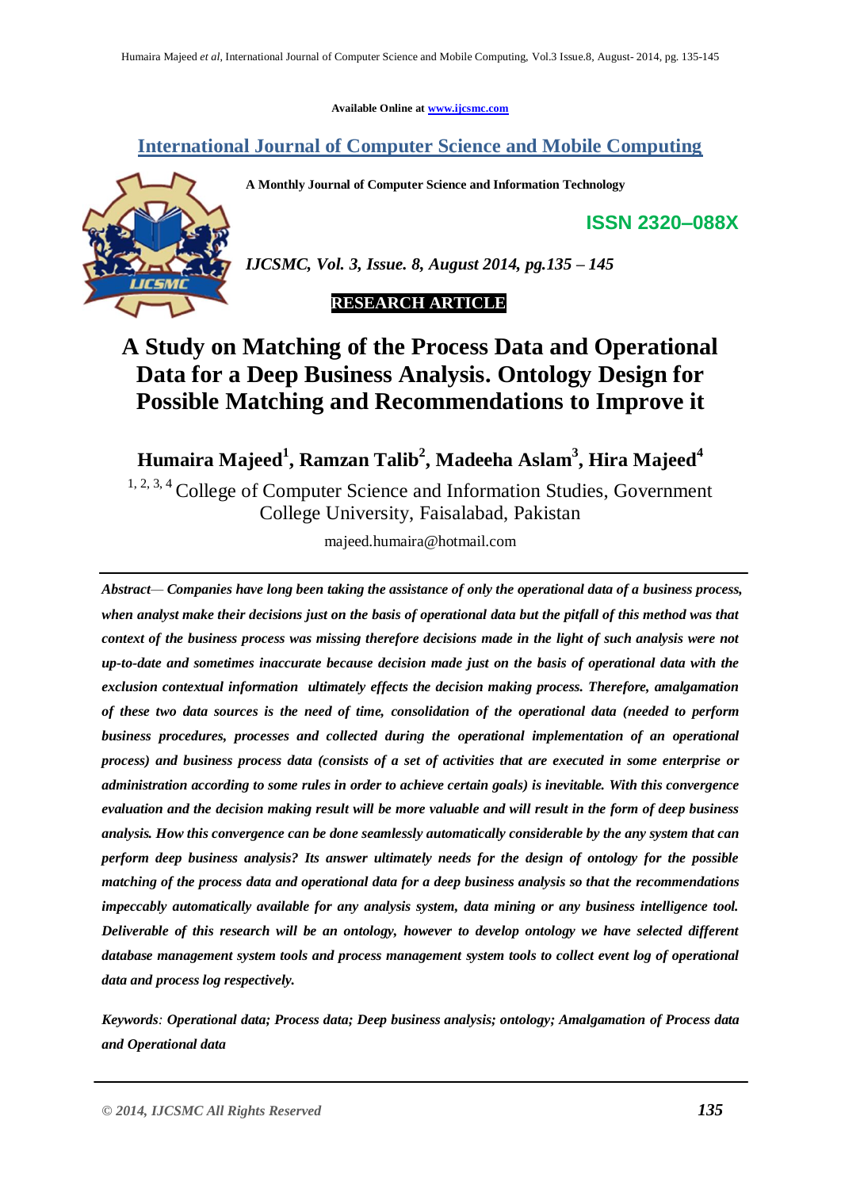Available Online at www.ijcsmc.com

# International Journal of Computer Science and Mobile Computing

**A Monthly Journal of Computer Science and Information Technology**

**ISSN 2320–088X**

*IJCSMC, Vol. 3, Issue. 8, August 2014, pg.135 – 145*

**RESEARCH ARTICLE**

# A Study on Matching of the Process Data and Operational Data for a Deep Business Analysis. Ontology Design for Possible Matching and Recommendations to Improve it

**Humaira Majeed[1], Ramzan Talib[2], Madeeha Aslam[3], Hira Majeed[4]**

[1, 2, 3, 4] College of Computer Science and Information Studies, Government College University, Faisalabad, Pakistan

majeed.humaira@hotmail.com

---

***Abstract***— ***Companies have long been taking the assistance of only the operational data of a business process, when analyst make their decisions just on the basis of operational data but the pitfall of this method was that context of the business process was missing therefore decisions made in the light of such analysis were not up-to-date and sometimes inaccurate because decision made just on the basis of operational data with the exclusion contextual information ultimately effects the decision making process. Therefore, amalgamation of these two data sources is the need of time, consolidation of the operational data (needed to perform business procedures, processes and collected during the operational implementation of an operational process) and business process data (consists of a set of activities that are executed in some enterprise or administration according to some rules in order to achieve certain goals) is inevitable. With this convergence evaluation and the decision making result will be more valuable and will result in the form of deep business analysis. How this convergence can be done seamlessly automatically considerable by the any system that can perform deep business analysis? Its answer ultimately needs for the design of ontology for the possible matching of the process data and operational data for a deep business analysis so that the recommendations impeccably automatically available for any analysis system, data mining or any business intelligence tool. Deliverable of this research will be an ontology, however to develop ontology we have selected different database management system tools and process management system tools to collect event log of operational data and process log respectively.***

***Keywords****: Operational data; Process data; Deep business analysis; ontology; Amalgamation of Process data and Operational data*

---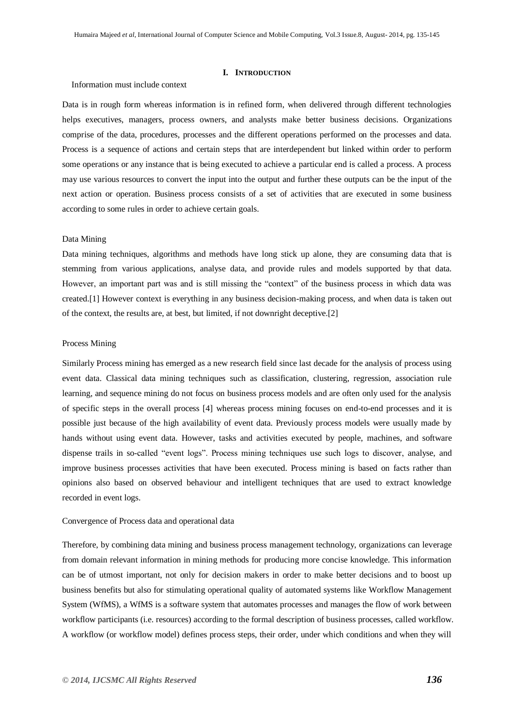# I. Introduction

Information must include context

Data is in rough form whereas information is in refined form, when delivered through different technologies helps executives, managers, process owners, and analysts make better business decisions. Organizations comprise of the data, procedures, processes and the different operations performed on the processes and data. Process is a sequence of actions and certain steps that are interdependent but linked within order to perform some operations or any instance that is being executed to achieve a particular end is called a process. A process may use various resources to convert the input into the output and further these outputs can be the input of the next action or operation. Business process consists of a set of activities that are executed in some business according to some rules in order to achieve certain goals.

Data Mining

Data mining techniques, algorithms and methods have long stick up alone, they are consuming data that is stemming from various applications, analyse data, and provide rules and models supported by that data. However, an important part was and is still missing the "context" of the business process in which data was created.[1] However context is everything in any business decision-making process, and when data is taken out of the context, the results are, at best, but limited, if not downright deceptive.[2]

Process Mining

Similarly Process mining has emerged as a new research field since last decade for the analysis of process using event data. Classical data mining techniques such as classification, clustering, regression, association rule learning, and sequence mining do not focus on business process models and are often only used for the analysis of specific steps in the overall process [4] whereas process mining focuses on end-to-end processes and it is possible just because of the high availability of event data. Previously process models were usually made by hands without using event data. However, tasks and activities executed by people, machines, and software dispense trails in so-called "event logs". Process mining techniques use such logs to discover, analyse, and improve business processes activities that have been executed. Process mining is based on facts rather than opinions also based on observed behaviour and intelligent techniques that are used to extract knowledge recorded in event logs.

Convergence of Process data and operational data

Therefore, by combining data mining and business process management technology, organizations can leverage from domain relevant information in mining methods for producing more concise knowledge. This information can be of utmost important, not only for decision makers in order to make better decisions and to boost up business benefits but also for stimulating operational quality of automated systems like Workflow Management System (WfMS), a WfMS is a software system that automates processes and manages the flow of work between workflow participants (i.e. resources) according to the formal description of business processes, called workflow. A workflow (or workflow model) defines process steps, their order, under which conditions and when they will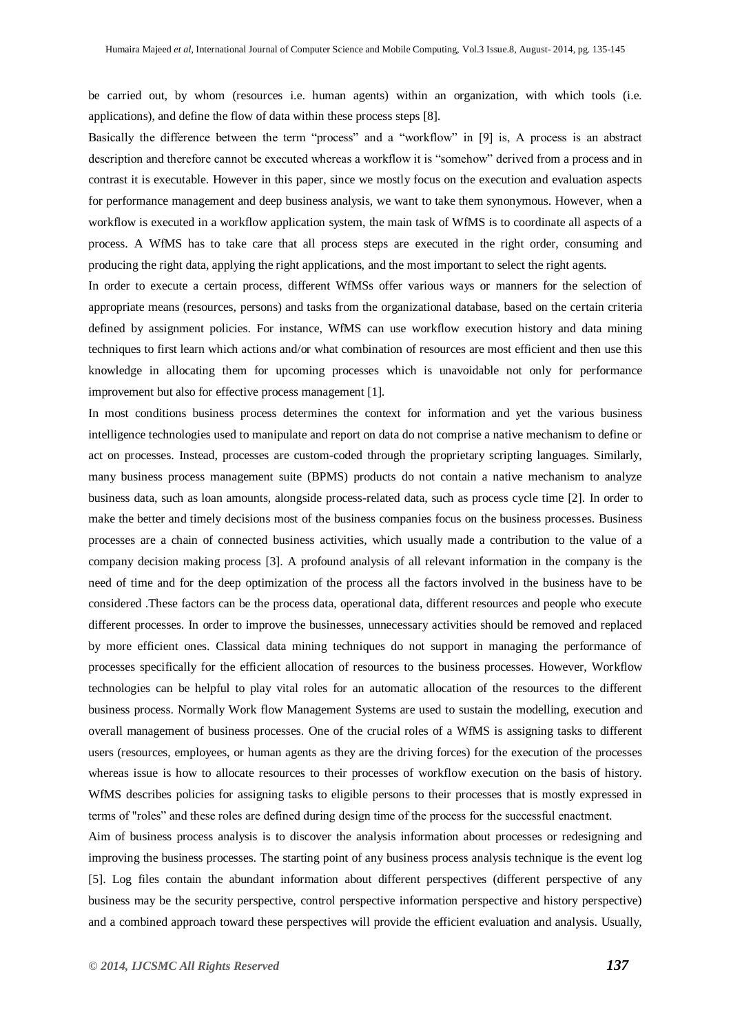be carried out, by whom (resources i.e. human agents) within an organization, with which tools (i.e. applications), and define the flow of data within these process steps [8].

Basically the difference between the term "process" and a "workflow" in [9] is, A process is an abstract description and therefore cannot be executed whereas a workflow it is "somehow" derived from a process and in contrast it is executable. However in this paper, since we mostly focus on the execution and evaluation aspects for performance management and deep business analysis, we want to take them synonymous. However, when a workflow is executed in a workflow application system, the main task of WfMS is to coordinate all aspects of a process. A WfMS has to take care that all process steps are executed in the right order, consuming and producing the right data, applying the right applications, and the most important to select the right agents.

In order to execute a certain process, different WfMSs offer various ways or manners for the selection of appropriate means (resources, persons) and tasks from the organizational database, based on the certain criteria defined by assignment policies. For instance, WfMS can use workflow execution history and data mining techniques to first learn which actions and/or what combination of resources are most efficient and then use this knowledge in allocating them for upcoming processes which is unavoidable not only for performance improvement but also for effective process management [1].

In most conditions business process determines the context for information and yet the various business intelligence technologies used to manipulate and report on data do not comprise a native mechanism to define or act on processes. Instead, processes are custom-coded through the proprietary scripting languages. Similarly, many business process management suite (BPMS) products do not contain a native mechanism to analyze business data, such as loan amounts, alongside process-related data, such as process cycle time [2]. In order to make the better and timely decisions most of the business companies focus on the business processes. Business processes are a chain of connected business activities, which usually made a contribution to the value of a company decision making process [3]. A profound analysis of all relevant information in the company is the need of time and for the deep optimization of the process all the factors involved in the business have to be considered .These factors can be the process data, operational data, different resources and people who execute different processes. In order to improve the businesses, unnecessary activities should be removed and replaced by more efficient ones. Classical data mining techniques do not support in managing the performance of processes specifically for the efficient allocation of resources to the business processes. However, Workflow technologies can be helpful to play vital roles for an automatic allocation of the resources to the different business process. Normally Work flow Management Systems are used to sustain the modelling, execution and overall management of business processes. One of the crucial roles of a WfMS is assigning tasks to different users (resources, employees, or human agents as they are the driving forces) for the execution of the processes whereas issue is how to allocate resources to their processes of workflow execution on the basis of history. WfMS describes policies for assigning tasks to eligible persons to their processes that is mostly expressed in terms of "roles" and these roles are defined during design time of the process for the successful enactment.

Aim of business process analysis is to discover the analysis information about processes or redesigning and improving the business processes. The starting point of any business process analysis technique is the event log [5]. Log files contain the abundant information about different perspectives (different perspective of any business may be the security perspective, control perspective information perspective and history perspective) and a combined approach toward these perspectives will provide the efficient evaluation and analysis. Usually,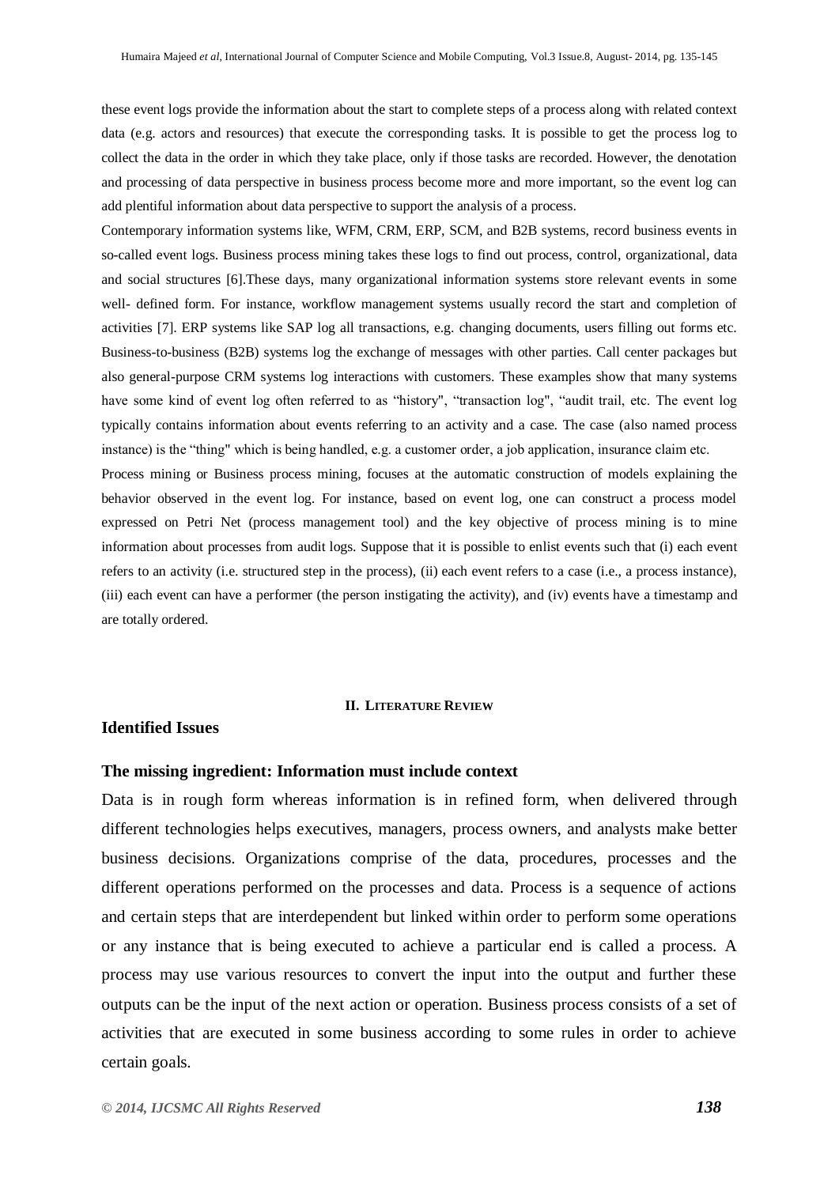these event logs provide the information about the start to complete steps of a process along with related context data (e.g. actors and resources) that execute the corresponding tasks. It is possible to get the process log to collect the data in the order in which they take place, only if those tasks are recorded. However, the denotation and processing of data perspective in business process become more and more important, so the event log can add plentiful information about data perspective to support the analysis of a process.

Contemporary information systems like, WFM, CRM, ERP, SCM, and B2B systems, record business events in so-called event logs. Business process mining takes these logs to find out process, control, organizational, data and social structures [6].These days, many organizational information systems store relevant events in some well- defined form. For instance, workflow management systems usually record the start and completion of activities [7]. ERP systems like SAP log all transactions, e.g. changing documents, users filling out forms etc. Business-to-business (B2B) systems log the exchange of messages with other parties. Call center packages but also general-purpose CRM systems log interactions with customers. These examples show that many systems have some kind of event log often referred to as "history", "transaction log", "audit trail, etc. The event log typically contains information about events referring to an activity and a case. The case (also named process instance) is the "thing" which is being handled, e.g. a customer order, a job application, insurance claim etc.

Process mining or Business process mining, focuses at the automatic construction of models explaining the behavior observed in the event log. For instance, based on event log, one can construct a process model expressed on Petri Net (process management tool) and the key objective of process mining is to mine information about processes from audit logs. Suppose that it is possible to enlist events such that (i) each event refers to an activity (i.e. structured step in the process), (ii) each event refers to a case (i.e., a process instance), (iii) each event can have a performer (the person instigating the activity), and (iv) events have a timestamp and are totally ordered.

## II. LITERATURE REVIEW

### Identified Issues

### The missing ingredient: Information must include context

Data is in rough form whereas information is in refined form, when delivered through different technologies helps executives, managers, process owners, and analysts make better business decisions. Organizations comprise of the data, procedures, processes and the different operations performed on the processes and data. Process is a sequence of actions and certain steps that are interdependent but linked within order to perform some operations or any instance that is being executed to achieve a particular end is called a process. A process may use various resources to convert the input into the output and further these outputs can be the input of the next action or operation. Business process consists of a set of activities that are executed in some business according to some rules in order to achieve certain goals.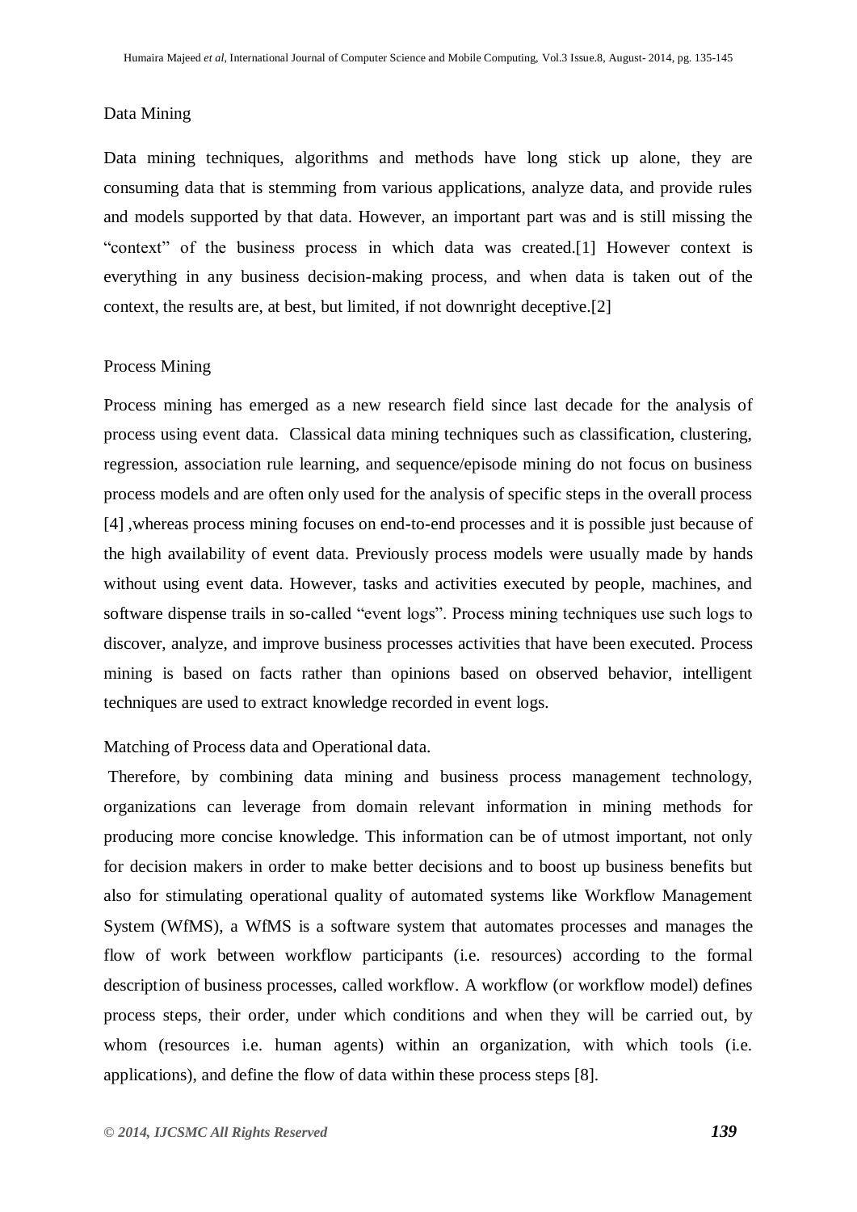Data Mining

Data mining techniques, algorithms and methods have long stick up alone, they are consuming data that is stemming from various applications, analyze data, and provide rules and models supported by that data. However, an important part was and is still missing the "context" of the business process in which data was created.[1] However context is everything in any business decision-making process, and when data is taken out of the context, the results are, at best, but limited, if not downright deceptive.[2]

Process Mining

Process mining has emerged as a new research field since last decade for the analysis of process using event data. Classical data mining techniques such as classification, clustering, regression, association rule learning, and sequence/episode mining do not focus on business process models and are often only used for the analysis of specific steps in the overall process [4] ,whereas process mining focuses on end-to-end processes and it is possible just because of the high availability of event data. Previously process models were usually made by hands without using event data. However, tasks and activities executed by people, machines, and software dispense trails in so-called "event logs". Process mining techniques use such logs to discover, analyze, and improve business processes activities that have been executed. Process mining is based on facts rather than opinions based on observed behavior, intelligent techniques are used to extract knowledge recorded in event logs.

Matching of Process data and Operational data.

Therefore, by combining data mining and business process management technology, organizations can leverage from domain relevant information in mining methods for producing more concise knowledge. This information can be of utmost important, not only for decision makers in order to make better decisions and to boost up business benefits but also for stimulating operational quality of automated systems like Workflow Management System (WfMS), a WfMS is a software system that automates processes and manages the flow of work between workflow participants (i.e. resources) according to the formal description of business processes, called workflow. A workflow (or workflow model) defines process steps, their order, under which conditions and when they will be carried out, by whom (resources i.e. human agents) within an organization, with which tools (i.e. applications), and define the flow of data within these process steps [8].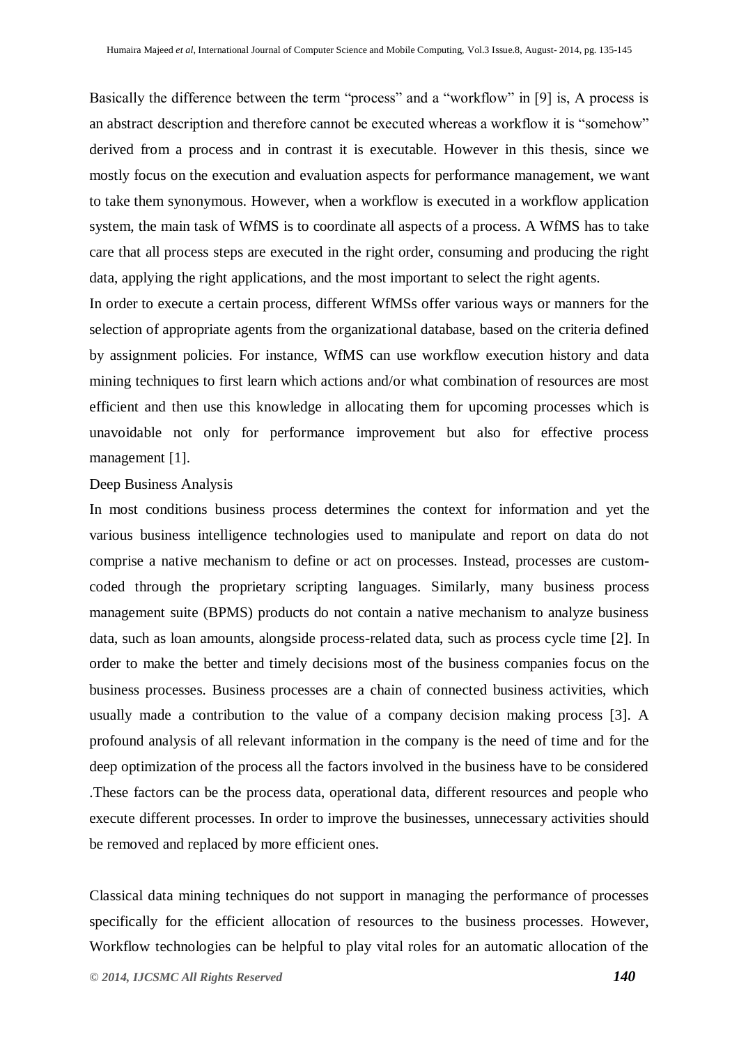Basically the difference between the term "process" and a "workflow" in [9] is, A process is an abstract description and therefore cannot be executed whereas a workflow it is "somehow" derived from a process and in contrast it is executable. However in this thesis, since we mostly focus on the execution and evaluation aspects for performance management, we want to take them synonymous. However, when a workflow is executed in a workflow application system, the main task of WfMS is to coordinate all aspects of a process. A WfMS has to take care that all process steps are executed in the right order, consuming and producing the right data, applying the right applications, and the most important to select the right agents.

In order to execute a certain process, different WfMSs offer various ways or manners for the selection of appropriate agents from the organizational database, based on the criteria defined by assignment policies. For instance, WfMS can use workflow execution history and data mining techniques to first learn which actions and/or what combination of resources are most efficient and then use this knowledge in allocating them for upcoming processes which is unavoidable not only for performance improvement but also for effective process management [1].

Deep Business Analysis

In most conditions business process determines the context for information and yet the various business intelligence technologies used to manipulate and report on data do not comprise a native mechanism to define or act on processes. Instead, processes are custom-coded through the proprietary scripting languages. Similarly, many business process management suite (BPMS) products do not contain a native mechanism to analyze business data, such as loan amounts, alongside process-related data, such as process cycle time [2]. In order to make the better and timely decisions most of the business companies focus on the business processes. Business processes are a chain of connected business activities, which usually made a contribution to the value of a company decision making process [3]. A profound analysis of all relevant information in the company is the need of time and for the deep optimization of the process all the factors involved in the business have to be considered .These factors can be the process data, operational data, different resources and people who execute different processes. In order to improve the businesses, unnecessary activities should be removed and replaced by more efficient ones.

Classical data mining techniques do not support in managing the performance of processes specifically for the efficient allocation of resources to the business processes. However, Workflow technologies can be helpful to play vital roles for an automatic allocation of the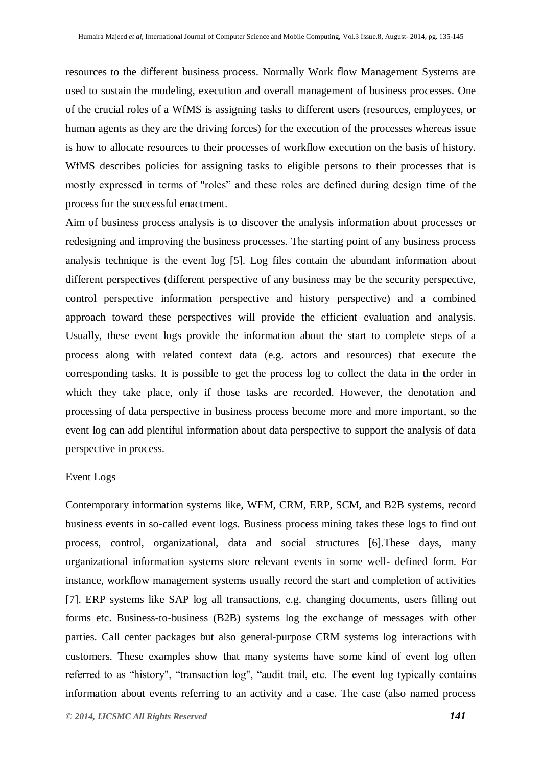resources to the different business process. Normally Work flow Management Systems are used to sustain the modeling, execution and overall management of business processes. One of the crucial roles of a WfMS is assigning tasks to different users (resources, employees, or human agents as they are the driving forces) for the execution of the processes whereas issue is how to allocate resources to their processes of workflow execution on the basis of history. WfMS describes policies for assigning tasks to eligible persons to their processes that is mostly expressed in terms of "roles" and these roles are defined during design time of the process for the successful enactment.

Aim of business process analysis is to discover the analysis information about processes or redesigning and improving the business processes. The starting point of any business process analysis technique is the event log [5]. Log files contain the abundant information about different perspectives (different perspective of any business may be the security perspective, control perspective information perspective and history perspective) and a combined approach toward these perspectives will provide the efficient evaluation and analysis. Usually, these event logs provide the information about the start to complete steps of a process along with related context data (e.g. actors and resources) that execute the corresponding tasks. It is possible to get the process log to collect the data in the order in which they take place, only if those tasks are recorded. However, the denotation and processing of data perspective in business process become more and more important, so the event log can add plentiful information about data perspective to support the analysis of data perspective in process.

## Event Logs

Contemporary information systems like, WFM, CRM, ERP, SCM, and B2B systems, record business events in so-called event logs. Business process mining takes these logs to find out process, control, organizational, data and social structures [6].These days, many organizational information systems store relevant events in some well- defined form. For instance, workflow management systems usually record the start and completion of activities [7]. ERP systems like SAP log all transactions, e.g. changing documents, users filling out forms etc. Business-to-business (B2B) systems log the exchange of messages with other parties. Call center packages but also general-purpose CRM systems log interactions with customers. These examples show that many systems have some kind of event log often referred to as "history", "transaction log", "audit trail, etc. The event log typically contains information about events referring to an activity and a case. The case (also named process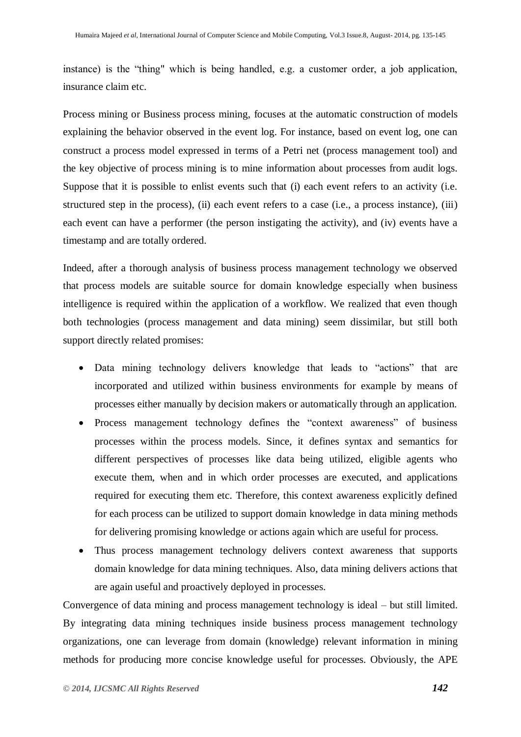instance) is the “thing" which is being handled, e.g. a customer order, a job application, insurance claim etc.

Process mining or Business process mining, focuses at the automatic construction of models explaining the behavior observed in the event log. For instance, based on event log, one can construct a process model expressed in terms of a Petri net (process management tool) and the key objective of process mining is to mine information about processes from audit logs. Suppose that it is possible to enlist events such that (i) each event refers to an activity (i.e. structured step in the process), (ii) each event refers to a case (i.e., a process instance), (iii) each event can have a performer (the person instigating the activity), and (iv) events have a timestamp and are totally ordered.

Indeed, after a thorough analysis of business process management technology we observed that process models are suitable source for domain knowledge especially when business intelligence is required within the application of a workflow. We realized that even though both technologies (process management and data mining) seem dissimilar, but still both support directly related promises:

- Data mining technology delivers knowledge that leads to “actions” that are incorporated and utilized within business environments for example by means of processes either manually by decision makers or automatically through an application.
- Process management technology defines the “context awareness” of business processes within the process models. Since, it defines syntax and semantics for different perspectives of processes like data being utilized, eligible agents who execute them, when and in which order processes are executed, and applications required for executing them etc. Therefore, this context awareness explicitly defined for each process can be utilized to support domain knowledge in data mining methods for delivering promising knowledge or actions again which are useful for process.
- Thus process management technology delivers context awareness that supports domain knowledge for data mining techniques. Also, data mining delivers actions that are again useful and proactively deployed in processes.

Convergence of data mining and process management technology is ideal – but still limited. By integrating data mining techniques inside business process management technology organizations, one can leverage from domain (knowledge) relevant information in mining methods for producing more concise knowledge useful for processes. Obviously, the APE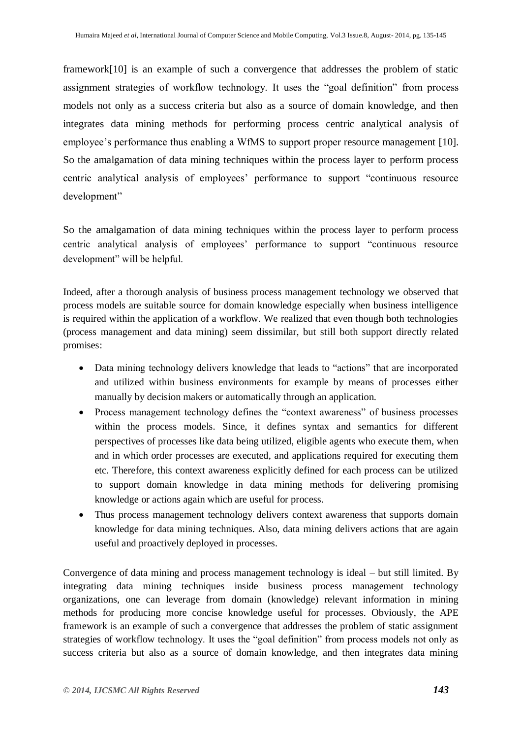framework[10] is an example of such a convergence that addresses the problem of static assignment strategies of workflow technology. It uses the "goal definition" from process models not only as a success criteria but also as a source of domain knowledge, and then integrates data mining methods for performing process centric analytical analysis of employee's performance thus enabling a WfMS to support proper resource management [10]. So the amalgamation of data mining techniques within the process layer to perform process centric analytical analysis of employees' performance to support "continuous resource development"

So the amalgamation of data mining techniques within the process layer to perform process centric analytical analysis of employees' performance to support "continuous resource development" will be helpful.

Indeed, after a thorough analysis of business process management technology we observed that process models are suitable source for domain knowledge especially when business intelligence is required within the application of a workflow. We realized that even though both technologies (process management and data mining) seem dissimilar, but still both support directly related promises:

- Data mining technology delivers knowledge that leads to "actions" that are incorporated and utilized within business environments for example by means of processes either manually by decision makers or automatically through an application.
- Process management technology defines the "context awareness" of business processes within the process models. Since, it defines syntax and semantics for different perspectives of processes like data being utilized, eligible agents who execute them, when and in which order processes are executed, and applications required for executing them etc. Therefore, this context awareness explicitly defined for each process can be utilized to support domain knowledge in data mining methods for delivering promising knowledge or actions again which are useful for process.
- Thus process management technology delivers context awareness that supports domain knowledge for data mining techniques. Also, data mining delivers actions that are again useful and proactively deployed in processes.

Convergence of data mining and process management technology is ideal – but still limited. By integrating data mining techniques inside business process management technology organizations, one can leverage from domain (knowledge) relevant information in mining methods for producing more concise knowledge useful for processes. Obviously, the APE framework is an example of such a convergence that addresses the problem of static assignment strategies of workflow technology. It uses the "goal definition" from process models not only as success criteria but also as a source of domain knowledge, and then integrates data mining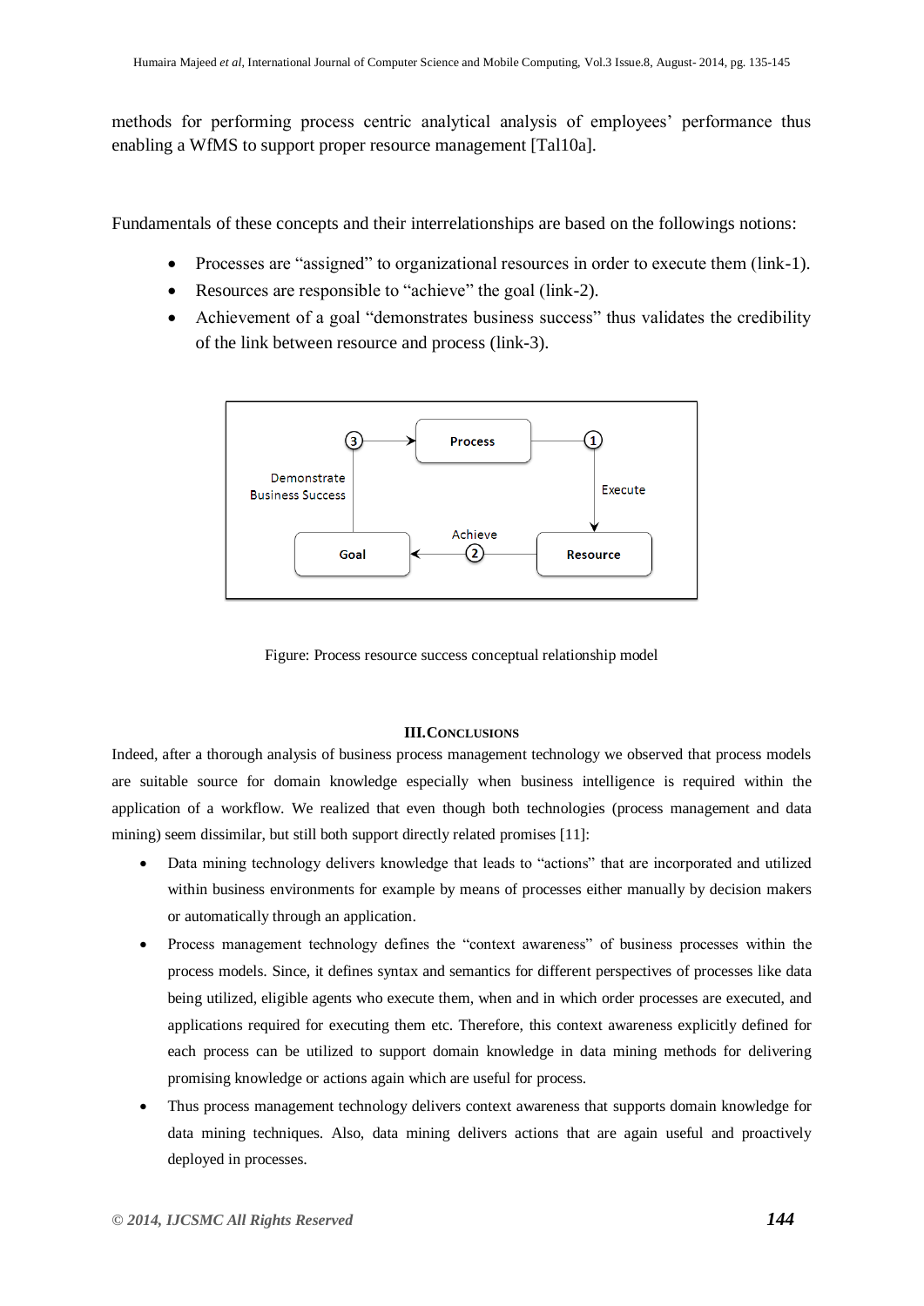methods for performing process centric analytical analysis of employees' performance thus enabling a WfMS to support proper resource management [Tal10a].

Fundamentals of these concepts and their interrelationships are based on the followings notions:

- Processes are "assigned" to organizational resources in order to execute them (link-1).
- Resources are responsible to "achieve" the goal (link-2).
- Achievement of a goal "demonstrates business success" thus validates the credibility of the link between resource and process (link-3).

Figure: Process resource success conceptual relationship model

## III. Conclusions

Indeed, after a thorough analysis of business process management technology we observed that process models are suitable source for domain knowledge especially when business intelligence is required within the application of a workflow. We realized that even though both technologies (process management and data mining) seem dissimilar, but still both support directly related promises [11]:

- Data mining technology delivers knowledge that leads to "actions" that are incorporated and utilized within business environments for example by means of processes either manually by decision makers or automatically through an application.
- Process management technology defines the "context awareness" of business processes within the process models. Since, it defines syntax and semantics for different perspectives of processes like data being utilized, eligible agents who execute them, when and in which order processes are executed, and applications required for executing them etc. Therefore, this context awareness explicitly defined for each process can be utilized to support domain knowledge in data mining methods for delivering promising knowledge or actions again which are useful for process.
- Thus process management technology delivers context awareness that supports domain knowledge for data mining techniques. Also, data mining delivers actions that are again useful and proactively deployed in processes.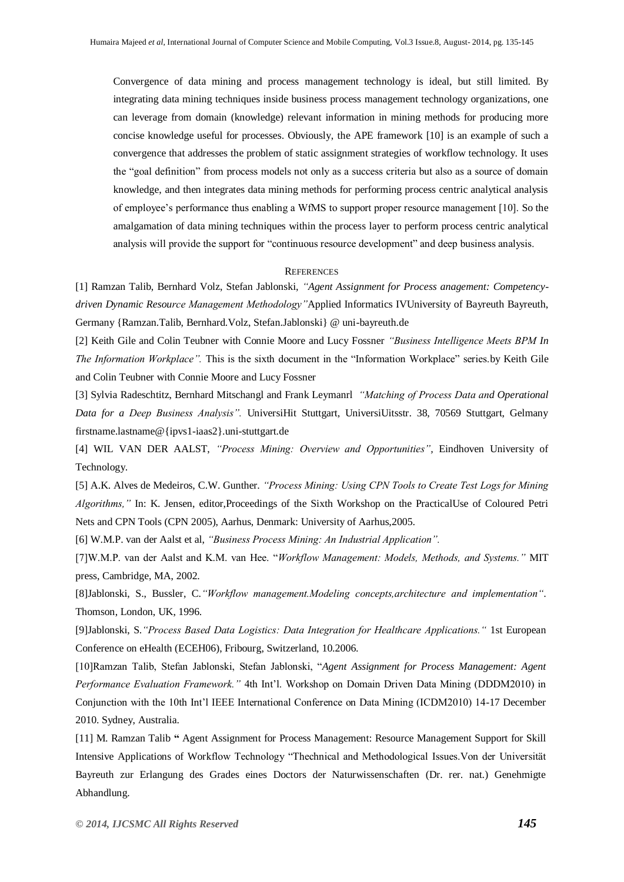Convergence of data mining and process management technology is ideal, but still limited. By integrating data mining techniques inside business process management technology organizations, one can leverage from domain (knowledge) relevant information in mining methods for producing more concise knowledge useful for processes. Obviously, the APE framework [10] is an example of such a convergence that addresses the problem of static assignment strategies of workflow technology. It uses the "goal definition" from process models not only as a success criteria but also as a source of domain knowledge, and then integrates data mining methods for performing process centric analytical analysis of employee's performance thus enabling a WfMS to support proper resource management [10]. So the amalgamation of data mining techniques within the process layer to perform process centric analytical analysis will provide the support for "continuous resource development" and deep business analysis.

## REFERENCES

[1] Ramzan Talib, Bernhard Volz, Stefan Jablonski, *"Agent Assignment for Process anagement: Competency-driven Dynamic Resource Management Methodology"*Applied Informatics IVUniversity of Bayreuth Bayreuth, Germany {Ramzan.Talib, Bernhard.Volz, Stefan.Jablonski} @ uni-bayreuth.de

[2] Keith Gile and Colin Teubner with Connie Moore and Lucy Fossner *"Business Intelligence Meets BPM In The Information Workplace".* This is the sixth document in the "Information Workplace" series.by Keith Gile and Colin Teubner with Connie Moore and Lucy Fossner

[3] Sylvia Radeschtitz, Bernhard Mitschangl and Frank Leymanrl *"Matching of Process Data and Operational Data for a Deep Business Analysis".* UniversiHit Stuttgart, UniversiUitsstr. 38, 70569 Stuttgart, Gelmany firstname.lastname@{ipvs1-iaas2}.uni-stuttgart.de

[4] WIL VAN DER AALST, *"Process Mining: Overview and Opportunities"*, Eindhoven University of Technology.

[5] A.K. Alves de Medeiros, C.W. Gunther. *"Process Mining: Using CPN Tools to Create Test Logs for Mining Algorithms,"* In: K. Jensen, editor,Proceedings of the Sixth Workshop on the PracticalUse of Coloured Petri Nets and CPN Tools (CPN 2005), Aarhus, Denmark: University of Aarhus,2005.

[6] W.M.P. van der Aalst et al, *"Business Process Mining: An Industrial Application".*

[7]W.M.P. van der Aalst and K.M. van Hee. "*Workflow Management: Models, Methods, and Systems."* MIT press, Cambridge, MA, 2002.

[8]Jablonski, S., Bussler, C.*"Workflow management.Modeling concepts,architecture and implementation"*. Thomson, London, UK, 1996.

[9]Jablonski, S.*"Process Based Data Logistics: Data Integration for Healthcare Applications."* 1st European Conference on eHealth (ECEH06), Fribourg, Switzerland, 10.2006.

[10]Ramzan Talib, Stefan Jablonski, Stefan Jablonski, "*Agent Assignment for Process Management: Agent Performance Evaluation Framework."* 4th Int'l. Workshop on Domain Driven Data Mining (DDDM2010) in Conjunction with the 10th Int'l IEEE International Conference on Data Mining (ICDM2010) 14-17 December 2010. Sydney, Australia.

[11] M. Ramzan Talib **"** Agent Assignment for Process Management: Resource Management Support for Skill Intensive Applications of Workflow Technology "Thechnical and Methodological Issues.Von der Universität Bayreuth zur Erlangung des Grades eines Doctors der Naturwissenschaften (Dr. rer. nat.) Genehmigte Abhandlung.